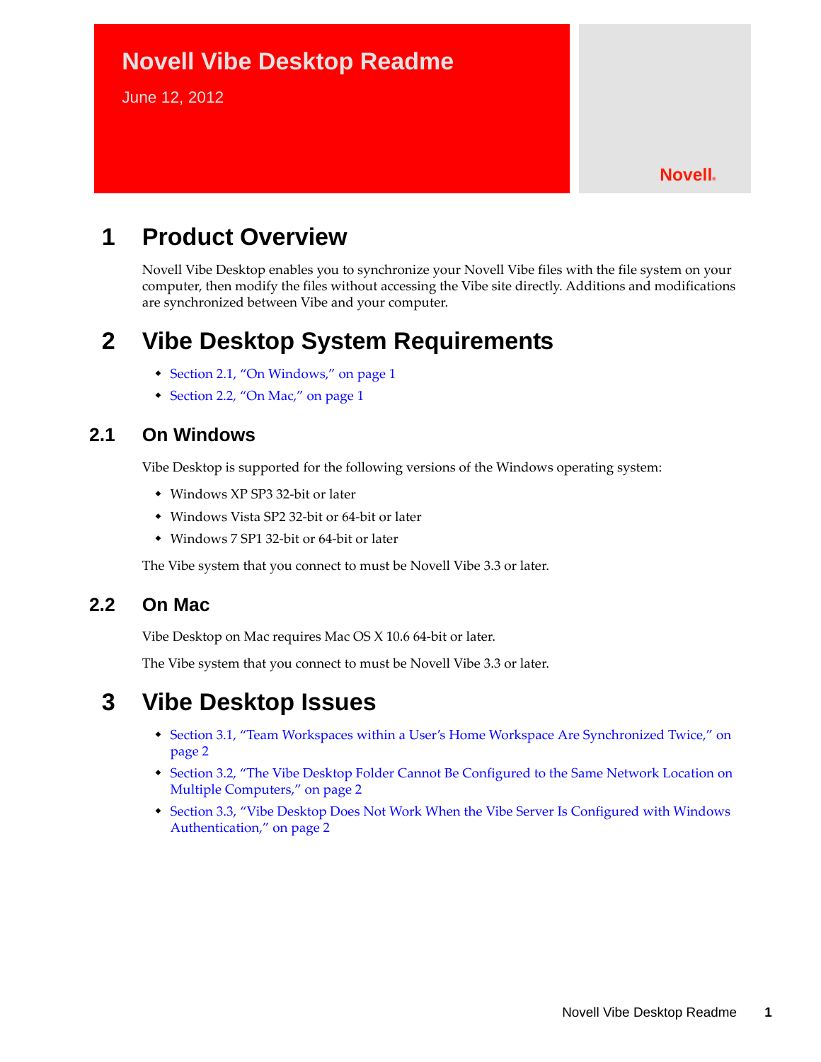# Novell Vibe Desktop Readme

June 12, 2012

Novell®

# 1 Product Overview

Novell Vibe Desktop enables you to synchronize your Novell Vibe files with the file system on your computer, then modify the files without accessing the Vibe site directly. Additions and modifications are synchronized between Vibe and your computer.

# 2 Vibe Desktop System Requirements

- Section 2.1, "On Windows," on page 1
- Section 2.2, "On Mac," on page 1

## 2.1 On Windows

Vibe Desktop is supported for the following versions of the Windows operating system:

- Windows XP SP3 32-bit or later
- Windows Vista SP2 32-bit or 64-bit or later
- Windows 7 SP1 32-bit or 64-bit or later

The Vibe system that you connect to must be Novell Vibe 3.3 or later.

## 2.2 On Mac

Vibe Desktop on Mac requires Mac OS X 10.6 64-bit or later.

The Vibe system that you connect to must be Novell Vibe 3.3 or later.

# 3 Vibe Desktop Issues

- Section 3.1, "Team Workspaces within a User's Home Workspace Are Synchronized Twice," on page 2
- Section 3.2, "The Vibe Desktop Folder Cannot Be Configured to the Same Network Location on Multiple Computers," on page 2
- Section 3.3, "Vibe Desktop Does Not Work When the Vibe Server Is Configured with Windows Authentication," on page 2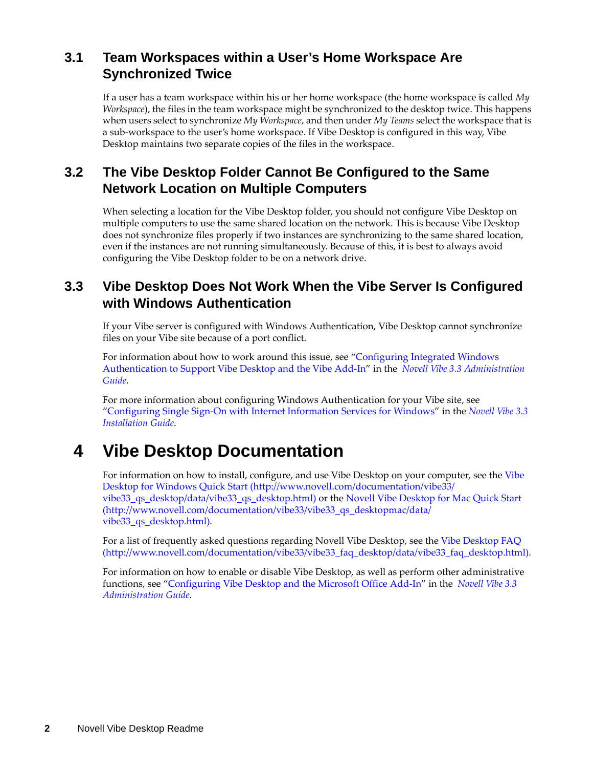## 3.1 Team Workspaces within a User's Home Workspace Are Synchronized Twice

If a user has a team workspace within his or her home workspace (the home workspace is called *My Workspace*), the files in the team workspace might be synchronized to the desktop twice. This happens when users select to synchronize *My Workspace*, and then under *My Teams* select the workspace that is a sub-workspace to the user's home workspace. If Vibe Desktop is configured in this way, Vibe Desktop maintains two separate copies of the files in the workspace.

## 3.2 The Vibe Desktop Folder Cannot Be Configured to the Same Network Location on Multiple Computers

When selecting a location for the Vibe Desktop folder, you should not configure Vibe Desktop on multiple computers to use the same shared location on the network. This is because Vibe Desktop does not synchronize files properly if two instances are synchronizing to the same shared location, even if the instances are not running simultaneously. Because of this, it is best to always avoid configuring the Vibe Desktop folder to be on a network drive.

## 3.3 Vibe Desktop Does Not Work When the Vibe Server Is Configured with Windows Authentication

If your Vibe server is configured with Windows Authentication, Vibe Desktop cannot synchronize files on your Vibe site because of a port conflict.

For information about how to work around this issue, see "Configuring Integrated Windows Authentication to Support Vibe Desktop and the Vibe Add-In" in the *Novell Vibe 3.3 Administration Guide*.

For more information about configuring Windows Authentication for your Vibe site, see "Configuring Single Sign-On with Internet Information Services for Windows" in the *Novell Vibe 3.3 Installation Guide*.

# 4 Vibe Desktop Documentation

For information on how to install, configure, and use Vibe Desktop on your computer, see the Vibe Desktop for Windows Quick Start (http://www.novell.com/documentation/vibe33/vibe33_qs_desktop/data/vibe33_qs_desktop.html) or the Novell Vibe Desktop for Mac Quick Start (http://www.novell.com/documentation/vibe33/vibe33_qs_desktopmac/data/vibe33_qs_desktop.html).

For a list of frequently asked questions regarding Novell Vibe Desktop, see the Vibe Desktop FAQ (http://www.novell.com/documentation/vibe33/vibe33_faq_desktop/data/vibe33_faq_desktop.html).

For information on how to enable or disable Vibe Desktop, as well as perform other administrative functions, see "Configuring Vibe Desktop and the Microsoft Office Add-In" in the *Novell Vibe 3.3 Administration Guide*.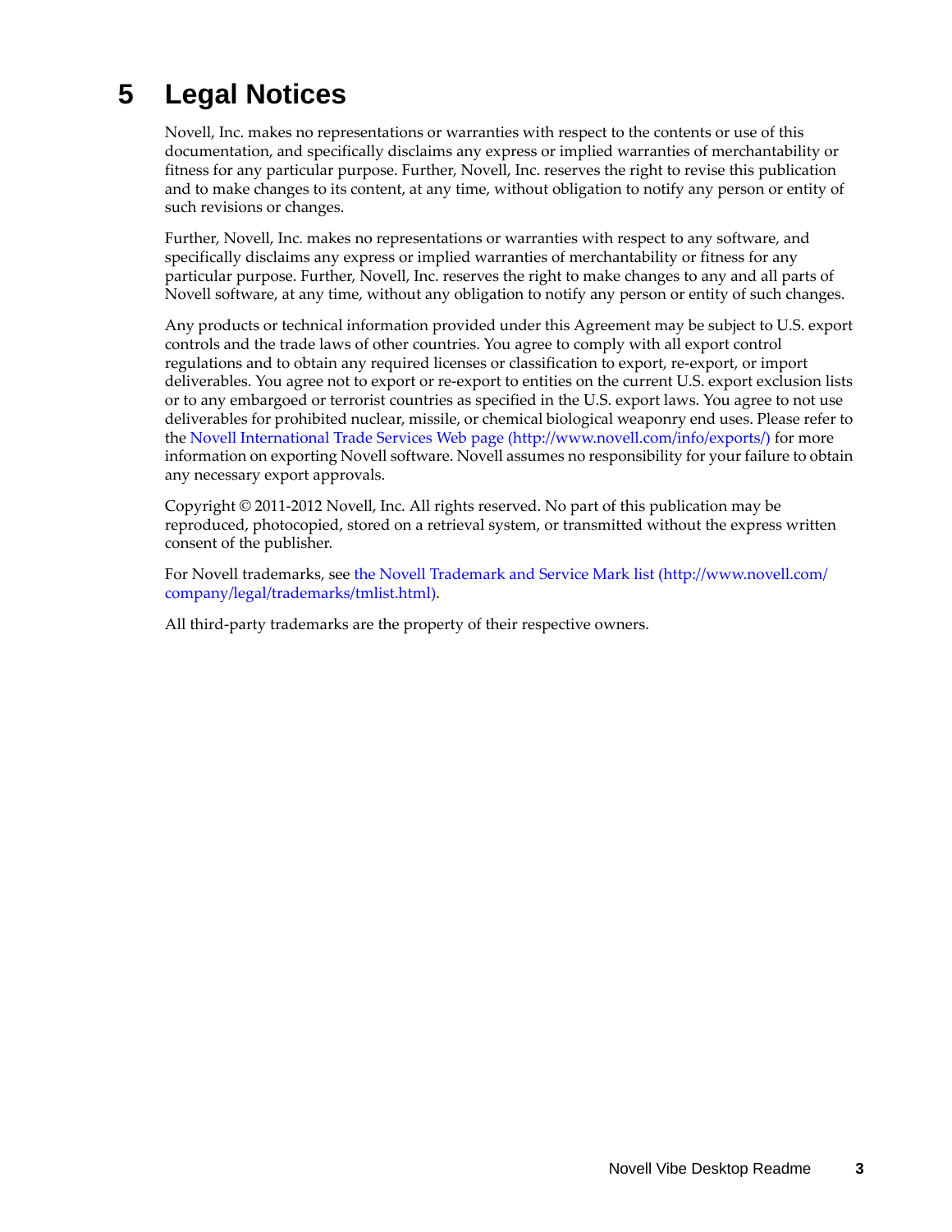# 5 Legal Notices

Novell, Inc. makes no representations or warranties with respect to the contents or use of this documentation, and specifically disclaims any express or implied warranties of merchantability or fitness for any particular purpose. Further, Novell, Inc. reserves the right to revise this publication and to make changes to its content, at any time, without obligation to notify any person or entity of such revisions or changes.

Further, Novell, Inc. makes no representations or warranties with respect to any software, and specifically disclaims any express or implied warranties of merchantability or fitness for any particular purpose. Further, Novell, Inc. reserves the right to make changes to any and all parts of Novell software, at any time, without any obligation to notify any person or entity of such changes.

Any products or technical information provided under this Agreement may be subject to U.S. export controls and the trade laws of other countries. You agree to comply with all export control regulations and to obtain any required licenses or classification to export, re-export, or import deliverables. You agree not to export or re-export to entities on the current U.S. export exclusion lists or to any embargoed or terrorist countries as specified in the U.S. export laws. You agree to not use deliverables for prohibited nuclear, missile, or chemical biological weaponry end uses. Please refer to the Novell International Trade Services Web page (http://www.novell.com/info/exports/) for more information on exporting Novell software. Novell assumes no responsibility for your failure to obtain any necessary export approvals.

Copyright © 2011-2012 Novell, Inc. All rights reserved. No part of this publication may be reproduced, photocopied, stored on a retrieval system, or transmitted without the express written consent of the publisher.

For Novell trademarks, see the Novell Trademark and Service Mark list (http://www.novell.com/company/legal/trademarks/tmlist.html).

All third-party trademarks are the property of their respective owners.